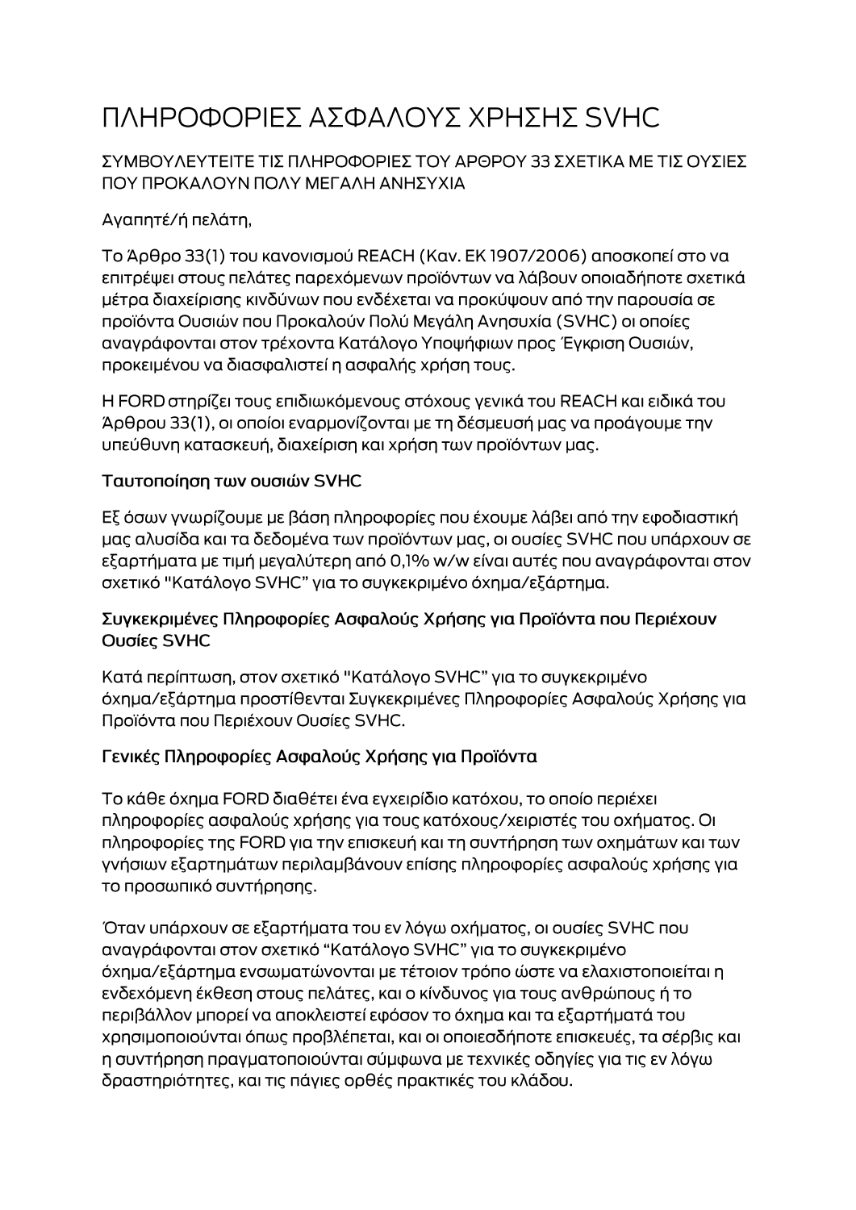# ΠΛΗΡΟΦΟΡΙΕΣ ΑΣΦΑΛΟΥΣ ΧΡΗΣΗΣ SVHC

ΣΥΜΒΟΥΛΕΥΤΕΙΤΕ ΤΙΣ ΠΛΗΡΟΦΟΡΙΕΣ ΤΟΥ ΑΡΘΡΟΥ 33 ΣΧΕΤΙΚΑ ΜΕ ΤΙΣ ΟΥΣΙΕΣ ΠΟΥ ΠΡΟΚΑΛΟΥΝ ΠΟΛΥ ΜΕΓΑΛΗ ΑΝΗΣΥΧΙΑ

Αγαπητέ/ή πελάτη,

Το Άρθρο 33(1) του κανονισμού REACH (Καν. ΕΚ 1907/2006) αποσκοπεί στο να επιτρέψει στους πελάτες παρεχόμενων προϊόντων να λάβουν οποιαδήποτε σχετικά μέτρα διαχείρισης κινδύνων που ενδέχεται να προκύψουν από την παρουσία σε προϊόντα Ουσιών που Προκαλούν Πολύ Μεγάλη Ανησυχία (SVHC) οι οποίες αναγράφονται στον τρέχοντα Κατάλογο Υποψήφιων προς Έγκριση Ουσιών, προκειμένου να διασφαλιστεί η ασφαλής χρήση τους.

Η FORD στηρίζει τους επιδιωκόμενους στόχους γενικά του REACH και ειδικά του Άρθρου 33(1), οι οποίοι εναρμονίζονται με τη δέσμευσή μας να προάγουμε την υπεύθυνη κατασκευή, διαχείριση και χρήση των προϊόντων μας.

### Ταυτοποίηση των ουσιών SVHC

Εξ όσων γνωρίζουμε με βάση πληροφορίες που έχουμε λάβει από την εφοδιαστική μας αλυσίδα και τα δεδομένα των προϊόντων μας, οι ουσίες SVHC που υπάρχουν σε εξαρτήματα με τιμή μεγαλύτερη από 0,1% w/w είναι αυτές που αναγράφονται στον σχετικό "Κατάλογο SVHC" για το συγκεκριμένο όχημα/εξάρτημα.

### Συγκεκριμένες Πληροφορίες Ασφαλούς Χρήσης για Προϊόντα που Περιέχουν Ουσίες SVHC

Κατά περίπτωση, στον σχετικό "Κατάλογο SVHC" για το συγκεκριμένο όχημα/εξάρτημα προστίθενται Συγκεκριμένες Πληροφορίες Ασφαλούς Χρήσης για Προϊόντα που Περιέχουν Ουσίες SVHC.

### Γενικές Πληροφορίες Ασφαλούς Χρήσης για Προϊόντα

Το κάθε όχημα FORD διαθέτει ένα εγχειρίδιο κατόχου, το οποίο περιέχει πληροφορίες ασφαλούς χρήσης για τους κατόχους/χειριστές του οχήματος. Οι πληροφορίες της FORD για την επισκευή και τη συντήρηση των οχημάτων και των γνήσιων εξαρτημάτων περιλαμβάνουν επίσης πληροφορίες ασφαλούς χρήσης για το προσωπικό συντήρησης.

Όταν υπάρχουν σε εξαρτήματα του εν λόγω οχήματος, οι ουσίες SVHC που αναγράφονται στον σχετικό "Κατάλογο SVHC" για το συγκεκριμένο όχημα/εξάρτημα ενσωματώνονται με τέτοιον τρόπο ώστε να ελαχιστοποιείται η ενδεχόμενη έκθεση στους πελάτες, και ο κίνδυνος για τους ανθρώπους ή το περιβάλλον μπορεί να αποκλειστεί εφόσον το όχημα και τα εξαρτήματά του χρησιμοποιούνται όπως προβλέπεται, και οι οποιεσδήποτε επισκευές, τα σέρβις και η συντήρηση πραγματοποιούνται σύμφωνα με τεχνικές οδηγίες για τις εν λόγω δραστηριότητες, και τις πάγιες ορθές πρακτικές του κλάδου.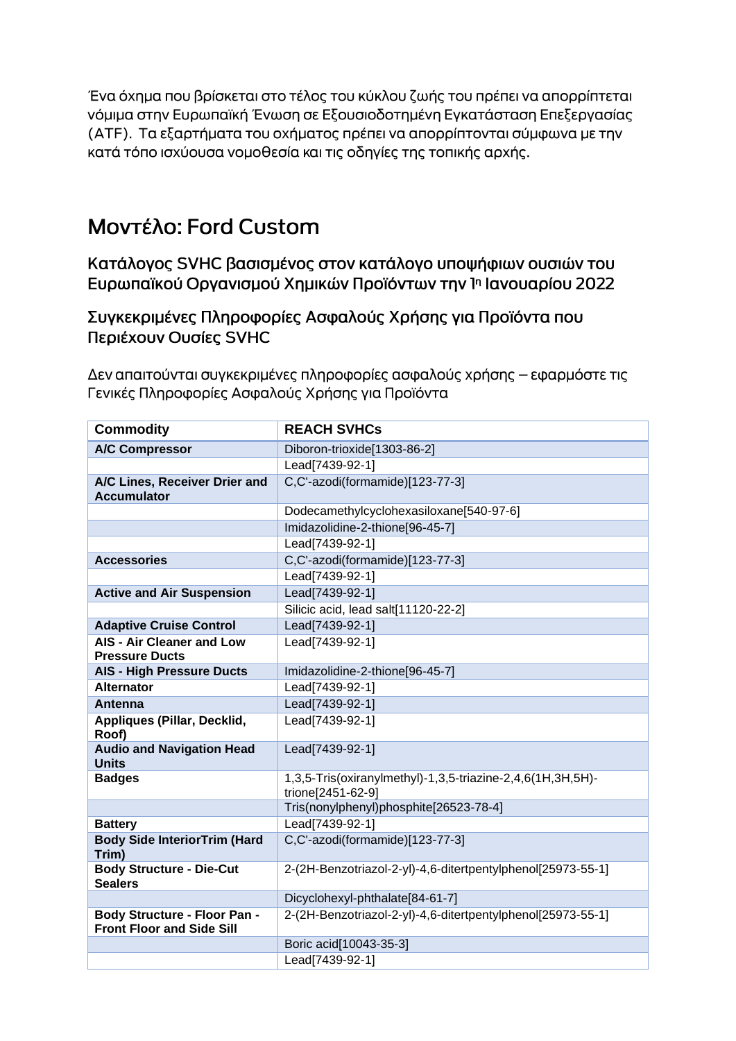Ένα όχημα που βρίσκεται στο τέλος του κύκλου ζωής του πρέπει να απορρίπτεται νόμιμα στην Ευρωπαϊκή Ένωση σε Εξουσιοδοτημένη Εγκατάσταση Επεξεργασίας (ATF). Τα εξαρτήματα του οχήματος πρέπει να απορρίπτονται σύμφωνα με την κατά τόπο ισχύουσα νομοθεσία και τις οδηγίες της τοπικής αρχής.

# Μοντέλο: Ford Custom

## Κατάλογος SVHC βασισμένος στον κατάλογο υποψήφιων ουσιών του Ευρωπαϊκού Οργανισμού Χημικών Προϊόντων την 1η Ιανουαρίου 2022

## Συγκεκριμένες Πληροφορίες Ασφαλούς Χρήσης για Προϊόντα που Περιέχουν Ουσίες SVHC

Δεν απαιτούνται συγκεκριμένες πληροφορίες ασφαλούς χρήσης – εφαρμόστε τις Γενικές Πληροφορίες Ασφαλούς Χρήσης για Προϊόντα

| Commodity | REACH SVHCs |
|---|---|
| **A/C Compressor** | Diboron-trioxide[1303-86-2] |
| | Lead[7439-92-1] |
| **A/C Lines, Receiver Drier and Accumulator** | C,C'-azodi(formamide)[123-77-3] |
| | Dodecamethylcyclohexasiloxane[540-97-6] |
| | Imidazolidine-2-thione[96-45-7] |
| | Lead[7439-92-1] |
| **Accessories** | C,C'-azodi(formamide)[123-77-3] |
| | Lead[7439-92-1] |
| **Active and Air Suspension** | Lead[7439-92-1] |
| | Silicic acid, lead salt[11120-22-2] |
| **Adaptive Cruise Control** | Lead[7439-92-1] |
| **AIS - Air Cleaner and Low Pressure Ducts** | Lead[7439-92-1] |
| **AIS - High Pressure Ducts** | Imidazolidine-2-thione[96-45-7] |
| **Alternator** | Lead[7439-92-1] |
| **Antenna** | Lead[7439-92-1] |
| **Appliques (Pillar, Decklid, Roof)** | Lead[7439-92-1] |
| **Audio and Navigation Head Units** | Lead[7439-92-1] |
| **Badges** | 1,3,5-Tris(oxiranylmethyl)-1,3,5-triazine-2,4,6(1H,3H,5H)-trione[2451-62-9] |
| | Tris(nonylphenyl)phosphite[26523-78-4] |
| **Battery** | Lead[7439-92-1] |
| **Body Side InteriorTrim (Hard Trim)** | C,C'-azodi(formamide)[123-77-3] |
| **Body Structure - Die-Cut Sealers** | 2-(2H-Benzotriazol-2-yl)-4,6-ditertpentylphenol[25973-55-1] |
| | Dicyclohexyl-phthalate[84-61-7] |
| **Body Structure - Floor Pan - Front Floor and Side Sill** | 2-(2H-Benzotriazol-2-yl)-4,6-ditertpentylphenol[25973-55-1] |
| | Boric acid[10043-35-3] |
| | Lead[7439-92-1] |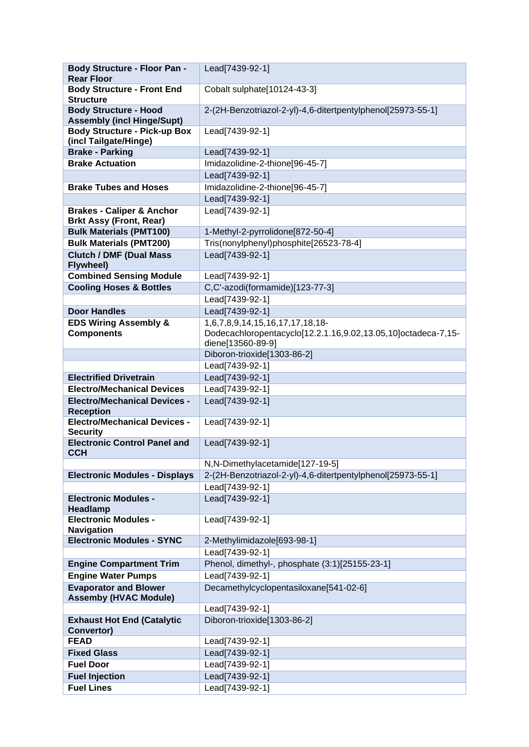| Body Structure - Floor Pan - Rear Floor | Lead[7439-92-1] |
|---|---|
| **Body Structure - Front End Structure** | Cobalt sulphate[10124-43-3] |
| **Body Structure - Hood Assembly (incl Hinge/Supt)** | 2-(2H-Benzotriazol-2-yl)-4,6-ditertpentylphenol[25973-55-1] |
| **Body Structure - Pick-up Box (incl Tailgate/Hinge)** | Lead[7439-92-1] |
| **Brake - Parking** | Lead[7439-92-1] |
| **Brake Actuation** | Imidazolidine-2-thione[96-45-7] |
| | Lead[7439-92-1] |
| **Brake Tubes and Hoses** | Imidazolidine-2-thione[96-45-7] |
| | Lead[7439-92-1] |
| **Brakes - Caliper & Anchor Brkt Assy (Front, Rear)** | Lead[7439-92-1] |
| **Bulk Materials (PMT100)** | 1-Methyl-2-pyrrolidone[872-50-4] |
| **Bulk Materials (PMT200)** | Tris(nonylphenyl)phosphite[26523-78-4] |
| **Clutch / DMF (Dual Mass Flywheel)** | Lead[7439-92-1] |
| **Combined Sensing Module** | Lead[7439-92-1] |
| **Cooling Hoses & Bottles** | C,C'-azodi(formamide)[123-77-3] |
| | Lead[7439-92-1] |
| **Door Handles** | Lead[7439-92-1] |
| **EDS Wiring Assembly & Components** | 1,6,7,8,9,14,15,16,17,17,18,18-Dodecachloropentacyclo[12.2.1.16,9.02,13.05,10]octadeca-7,15-diene[13560-89-9] |
| | Diboron-trioxide[1303-86-2] |
| | Lead[7439-92-1] |
| **Electrified Drivetrain** | Lead[7439-92-1] |
| **Electro/Mechanical Devices** | Lead[7439-92-1] |
| **Electro/Mechanical Devices - Reception** | Lead[7439-92-1] |
| **Electro/Mechanical Devices - Security** | Lead[7439-92-1] |
| **Electronic Control Panel and CCH** | Lead[7439-92-1] |
| | N,N-Dimethylacetamide[127-19-5] |
| **Electronic Modules - Displays** | 2-(2H-Benzotriazol-2-yl)-4,6-ditertpentylphenol[25973-55-1] |
| | Lead[7439-92-1] |
| **Electronic Modules - Headlamp** | Lead[7439-92-1] |
| **Electronic Modules - Navigation** | Lead[7439-92-1] |
| **Electronic Modules - SYNC** | 2-Methylimidazole[693-98-1] |
| | Lead[7439-92-1] |
| **Engine Compartment Trim** | Phenol, dimethyl-, phosphate (3:1)[25155-23-1] |
| **Engine Water Pumps** | Lead[7439-92-1] |
| **Evaporator and Blower Assemby (HVAC Module)** | Decamethylcyclopentasiloxane[541-02-6] |
| | Lead[7439-92-1] |
| **Exhaust Hot End (Catalytic Convertor)** | Diboron-trioxide[1303-86-2] |
| **FEAD** | Lead[7439-92-1] |
| **Fixed Glass** | Lead[7439-92-1] |
| **Fuel Door** | Lead[7439-92-1] |
| **Fuel Injection** | Lead[7439-92-1] |
| **Fuel Lines** | Lead[7439-92-1] |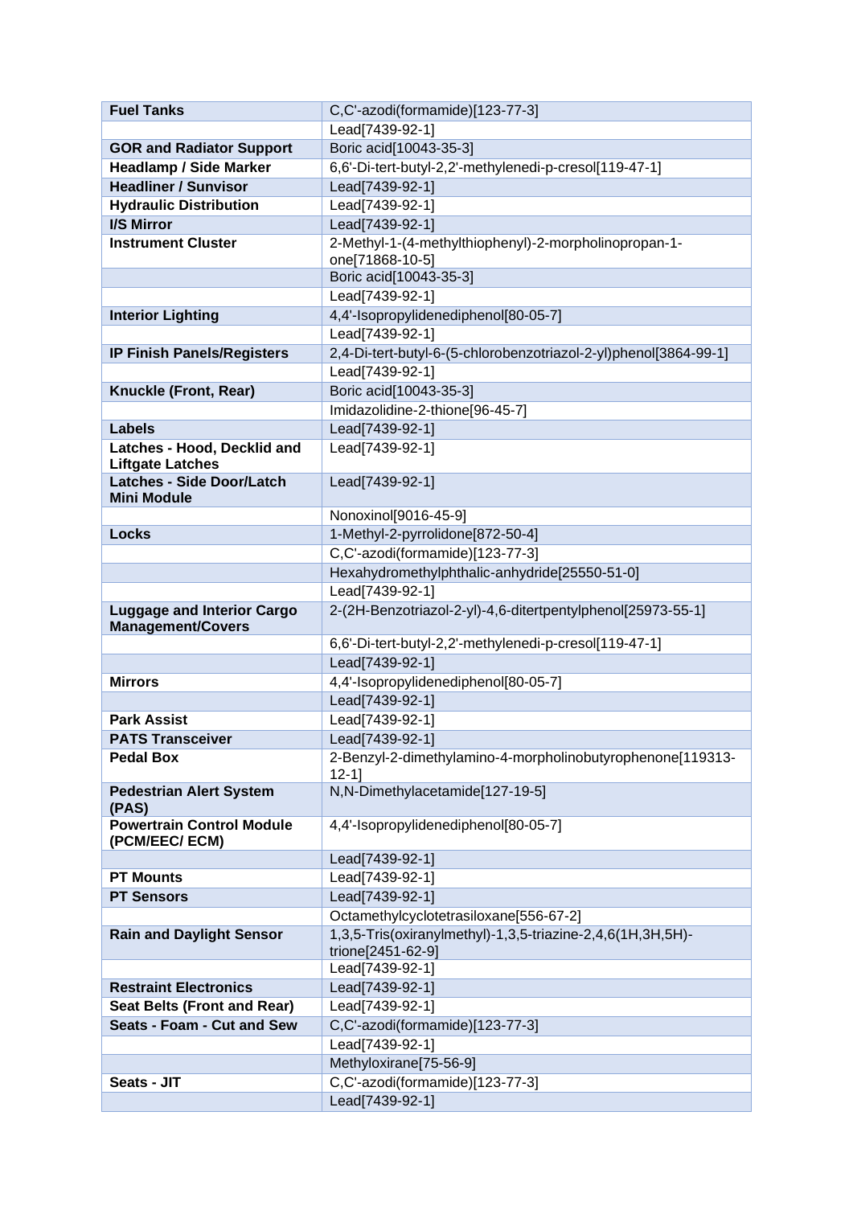| **Fuel Tanks** | C,C'-azodi(formamide)[123-77-3] |
|---|---|
| | Lead[7439-92-1] |
| **GOR and Radiator Support** | Boric acid[10043-35-3] |
| **Headlamp / Side Marker** | 6,6'-Di-tert-butyl-2,2'-methylenedi-p-cresol[119-47-1] |
| **Headliner / Sunvisor** | Lead[7439-92-1] |
| **Hydraulic Distribution** | Lead[7439-92-1] |
| **I/S Mirror** | Lead[7439-92-1] |
| **Instrument Cluster** | 2-Methyl-1-(4-methylthiophenyl)-2-morpholinopropan-1-one[71868-10-5] |
| | Boric acid[10043-35-3] |
| | Lead[7439-92-1] |
| **Interior Lighting** | 4,4'-Isopropylidenediphenol[80-05-7] |
| | Lead[7439-92-1] |
| **IP Finish Panels/Registers** | 2,4-Di-tert-butyl-6-(5-chlorobenzotriazol-2-yl)phenol[3864-99-1] |
| | Lead[7439-92-1] |
| **Knuckle (Front, Rear)** | Boric acid[10043-35-3] |
| | Imidazolidine-2-thione[96-45-7] |
| **Labels** | Lead[7439-92-1] |
| **Latches - Hood, Decklid and Liftgate Latches** | Lead[7439-92-1] |
| **Latches - Side Door/Latch Mini Module** | Lead[7439-92-1] |
| | Nonoxinol[9016-45-9] |
| **Locks** | 1-Methyl-2-pyrrolidone[872-50-4] |
| | C,C'-azodi(formamide)[123-77-3] |
| | Hexahydromethylphthalic-anhydride[25550-51-0] |
| | Lead[7439-92-1] |
| **Luggage and Interior Cargo Management/Covers** | 2-(2H-Benzotriazol-2-yl)-4,6-ditertpentylphenol[25973-55-1] |
| | 6,6'-Di-tert-butyl-2,2'-methylenedi-p-cresol[119-47-1] |
| | Lead[7439-92-1] |
| **Mirrors** | 4,4'-Isopropylidenediphenol[80-05-7] |
| | Lead[7439-92-1] |
| **Park Assist** | Lead[7439-92-1] |
| **PATS Transceiver** | Lead[7439-92-1] |
| **Pedal Box** | 2-Benzyl-2-dimethylamino-4-morpholinobutyrophenone[119313-12-1] |
| **Pedestrian Alert System (PAS)** | N,N-Dimethylacetamide[127-19-5] |
| **Powertrain Control Module (PCM/EEC/ ECM)** | 4,4'-Isopropylidenediphenol[80-05-7] |
| | Lead[7439-92-1] |
| **PT Mounts** | Lead[7439-92-1] |
| **PT Sensors** | Lead[7439-92-1] |
| | Octamethylcyclotetrasiloxane[556-67-2] |
| **Rain and Daylight Sensor** | 1,3,5-Tris(oxiranylmethyl)-1,3,5-triazine-2,4,6(1H,3H,5H)-trione[2451-62-9] |
| | Lead[7439-92-1] |
| **Restraint Electronics** | Lead[7439-92-1] |
| **Seat Belts (Front and Rear)** | Lead[7439-92-1] |
| **Seats - Foam - Cut and Sew** | C,C'-azodi(formamide)[123-77-3] |
| | Lead[7439-92-1] |
| | Methyloxirane[75-56-9] |
| **Seats - JIT** | C,C'-azodi(formamide)[123-77-3] |
| | Lead[7439-92-1] |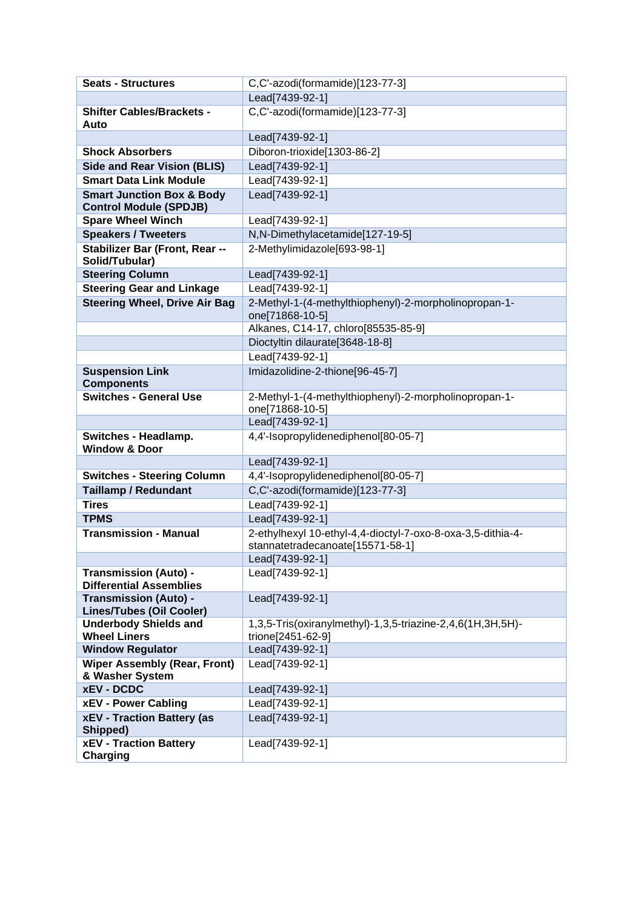| | |
|---|---|
| **Seats - Structures** | C,C'-azodi(formamide)[123-77-3] |
| | Lead[7439-92-1] |
| **Shifter Cables/Brackets - Auto** | C,C'-azodi(formamide)[123-77-3] |
| | Lead[7439-92-1] |
| **Shock Absorbers** | Diboron-trioxide[1303-86-2] |
| **Side and Rear Vision (BLIS)** | Lead[7439-92-1] |
| **Smart Data Link Module** | Lead[7439-92-1] |
| **Smart Junction Box & Body Control Module (SPDJB)** | Lead[7439-92-1] |
| **Spare Wheel Winch** | Lead[7439-92-1] |
| **Speakers / Tweeters** | N,N-Dimethylacetamide[127-19-5] |
| **Stabilizer Bar (Front, Rear -- Solid/Tubular)** | 2-Methylimidazole[693-98-1] |
| **Steering Column** | Lead[7439-92-1] |
| **Steering Gear and Linkage** | Lead[7439-92-1] |
| **Steering Wheel, Drive Air Bag** | 2-Methyl-1-(4-methylthiophenyl)-2-morpholinopropan-1-one[71868-10-5] |
| | Alkanes, C14-17, chloro[85535-85-9] |
| | Dioctyltin dilaurate[3648-18-8] |
| | Lead[7439-92-1] |
| **Suspension Link Components** | Imidazolidine-2-thione[96-45-7] |
| **Switches - General Use** | 2-Methyl-1-(4-methylthiophenyl)-2-morpholinopropan-1-one[71868-10-5] |
| | Lead[7439-92-1] |
| **Switches - Headlamp. Window & Door** | 4,4'-Isopropylidenediphenol[80-05-7] |
| | Lead[7439-92-1] |
| **Switches - Steering Column** | 4,4'-Isopropylidenediphenol[80-05-7] |
| **Taillamp / Redundant** | C,C'-azodi(formamide)[123-77-3] |
| **Tires** | Lead[7439-92-1] |
| **TPMS** | Lead[7439-92-1] |
| **Transmission - Manual** | 2-ethylhexyl 10-ethyl-4,4-dioctyl-7-oxo-8-oxa-3,5-dithia-4-stannatetradecanoate[15571-58-1] |
| | Lead[7439-92-1] |
| **Transmission (Auto) - Differential Assemblies** | Lead[7439-92-1] |
| **Transmission (Auto) - Lines/Tubes (Oil Cooler)** | Lead[7439-92-1] |
| **Underbody Shields and Wheel Liners** | 1,3,5-Tris(oxiranylmethyl)-1,3,5-triazine-2,4,6(1H,3H,5H)-trione[2451-62-9] |
| **Window Regulator** | Lead[7439-92-1] |
| **Wiper Assembly (Rear, Front) & Washer System** | Lead[7439-92-1] |
| **xEV - DCDC** | Lead[7439-92-1] |
| **xEV - Power Cabling** | Lead[7439-92-1] |
| **xEV - Traction Battery (as Shipped)** | Lead[7439-92-1] |
| **xEV - Traction Battery Charging** | Lead[7439-92-1] |